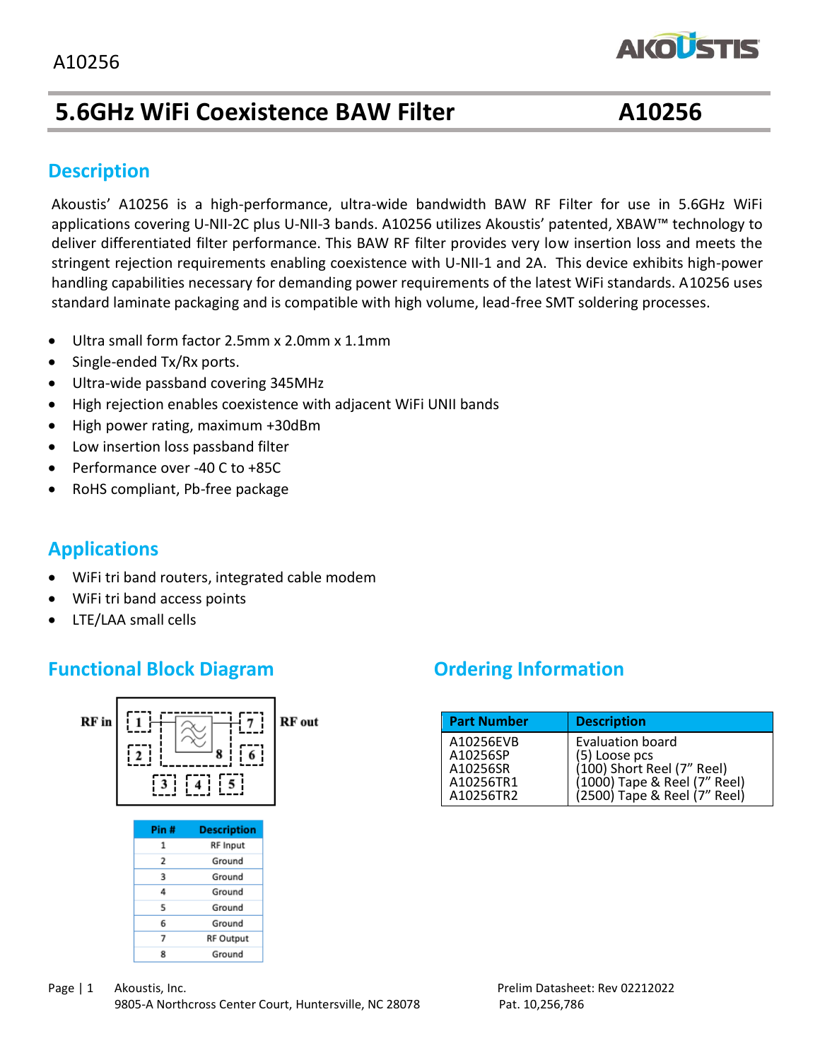# 5.6GHz WiFi Coexistence BAW Filter A10256

## Description

Akoustis' A10256 is a high-performance, ultra-wide bandwidth BAW RF Filter for use in 5.6GHz WiFi applications covering U-NII-2C plus U-NII-3 bands. A10256 utilizes Akoustis' patented, XBAW™ technology to deliver differentiated filter performance. This BAW RF filter provides very low insertion loss and meets the stringent rejection requirements enabling coexistence with U-NII-1 and 2A. This device exhibits high-power handling capabilities necessary for demanding power requirements of the latest WiFi standards. A10256 uses standard laminate packaging and is compatible with high volume, lead-free SMT soldering processes.

- Ultra small form factor 2.5mm x 2.0mm x 1.1mm
- Single-ended Tx/Rx ports.
- Ultra-wide passband covering 345MHz
- High rejection enables coexistence with adjacent WiFi UNII bands
- High power rating, maximum +30dBm
- Low insertion loss passband filter
- Performance over -40 C to +85C
- RoHS compliant, Pb-free package

## Applications

- WiFi tri band routers, integrated cable modem
- WiFi tri band access points
- LTE/LAA small cells

## Functional Block Diagram

RF in | RF out

| Pin # | Description |
|---|---|
| 1 | RF Input |
| 2 | Ground |
| 3 | Ground |
| 4 | Ground |
| 5 | Ground |
| 6 | Ground |
| 7 | RF Output |
| 8 | Ground |

## Ordering Information

| Part Number | Description |
|---|---|
| A10256EVB | Evaluation board |
| A10256SP | (5) Loose pcs |
| A10256SR | (100) Short Reel (7" Reel) |
| A10256TR1 | (1000) Tape & Reel (7" Reel) |
| A10256TR2 | (2500) Tape & Reel (7" Reel) |

Akoustis, Inc.
9805-A Northcross Center Court, Huntersville, NC 28078

Prelim Datasheet: Rev 02212022
Pat. 10,256,786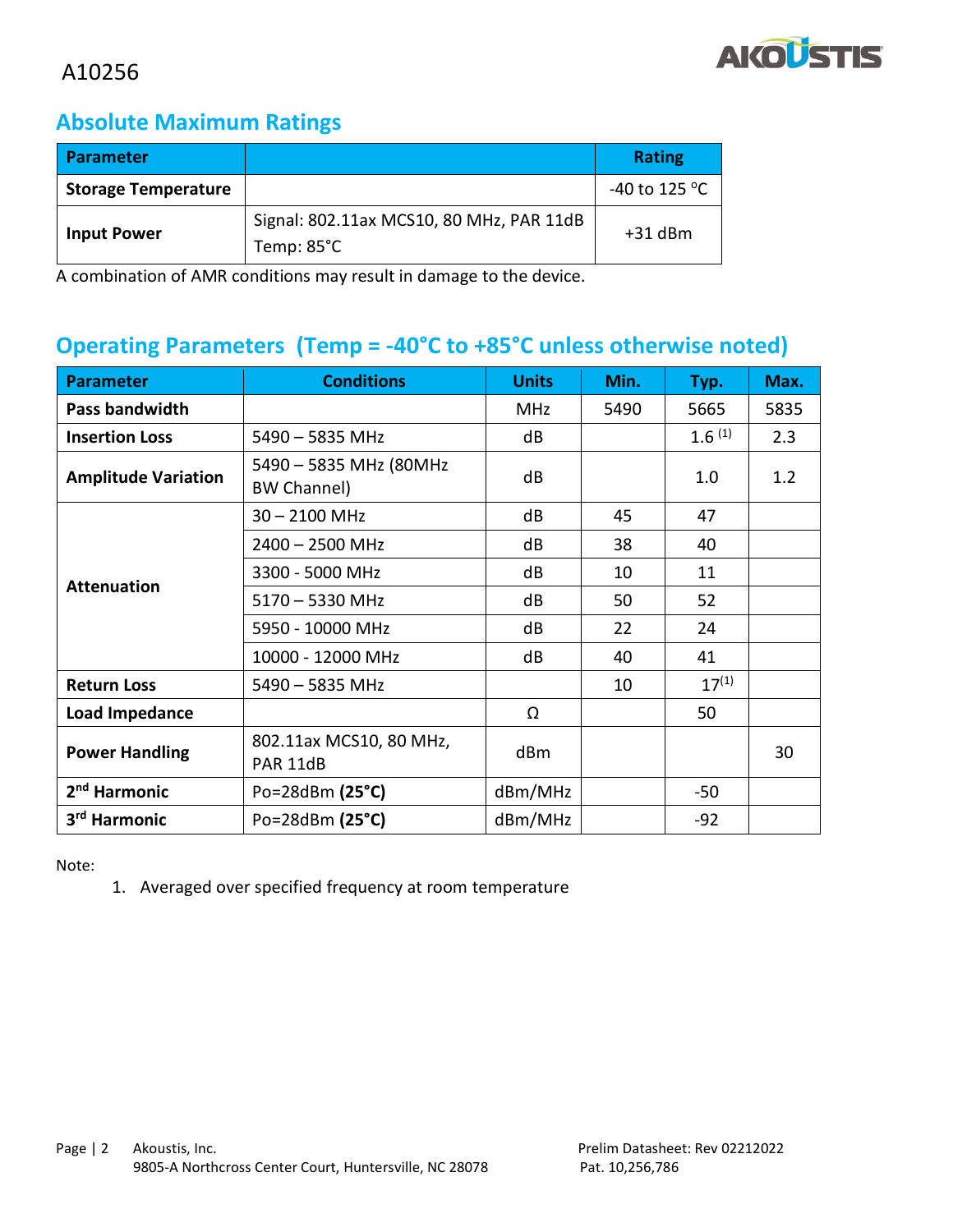## Absolute Maximum Ratings

| Parameter | | Rating |
|---|---|---|
| **Storage Temperature** | | -40 to 125 °C |
| **Input Power** | Signal: 802.11ax MCS10, 80 MHz, PAR 11dB Temp: 85°C | +31 dBm |

A combination of AMR conditions may result in damage to the device.

## Operating Parameters (Temp = -40°C to +85°C unless otherwise noted)

| Parameter | Conditions | Units | Min. | Typ. | Max. |
|---|---|---|---|---|---|
| **Pass bandwidth** | | MHz | 5490 | 5665 | 5835 |
| **Insertion Loss** | 5490 – 5835 MHz | dB | | 1.6 [1] | 2.3 |
| **Amplitude Variation** | 5490 – 5835 MHz (80MHz BW Channel) | dB | | 1.0 | 1.2 |
| **Attenuation** | 30 – 2100 MHz | dB | 45 | 47 | |
| | 2400 – 2500 MHz | dB | 38 | 40 | |
| | 3300 - 5000 MHz | dB | 10 | 11 | |
| | 5170 – 5330 MHz | dB | 50 | 52 | |
| | 5950 - 10000 MHz | dB | 22 | 24 | |
| | 10000 - 12000 MHz | dB | 40 | 41 | |
| **Return Loss** | 5490 – 5835 MHz | | 10 | 17[1] | |
| **Load Impedance** | | Ω | | 50 | |
| **Power Handling** | 802.11ax MCS10, 80 MHz, PAR 11dB | dBm | | | 30 |
| **2nd Harmonic** | Po=28dBm **(25°C)** | dBm/MHz | | -50 | |
| **3rd Harmonic** | Po=28dBm **(25°C)** | dBm/MHz | | -92 | |

Note:

1. Averaged over specified frequency at room temperature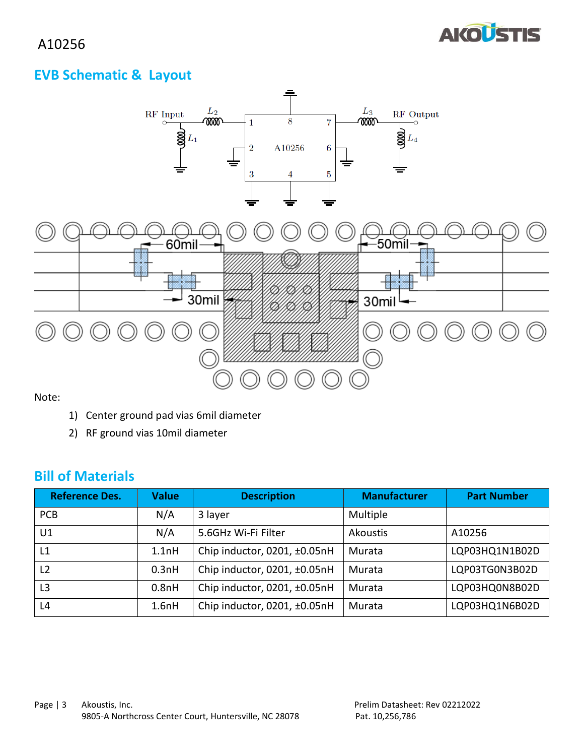A10256

## EVB Schematic & Layout

Note:

1) Center ground pad vias 6mil diameter
2) RF ground vias 10mil diameter

## Bill of Materials

| Reference Des. | Value | Description | Manufacturer | Part Number |
|---|---|---|---|---|
| PCB | N/A | 3 layer | Multiple | |
| U1 | N/A | 5.6GHz Wi-Fi Filter | Akoustis | A10256 |
| L1 | 1.1nH | Chip inductor, 0201, ±0.05nH | Murata | LQP03HQ1N1B02D |
| L2 | 0.3nH | Chip inductor, 0201, ±0.05nH | Murata | LQP03TG0N3B02D |
| L3 | 0.8nH | Chip inductor, 0201, ±0.05nH | Murata | LQP03HQ0N8B02D |
| L4 | 1.6nH | Chip inductor, 0201, ±0.05nH | Murata | LQP03HQ1N6B02D |

Akoustis, Inc.
9805-A Northcross Center Court, Huntersville, NC 28078

Prelim Datasheet: Rev 02212022
Pat. 10,256,786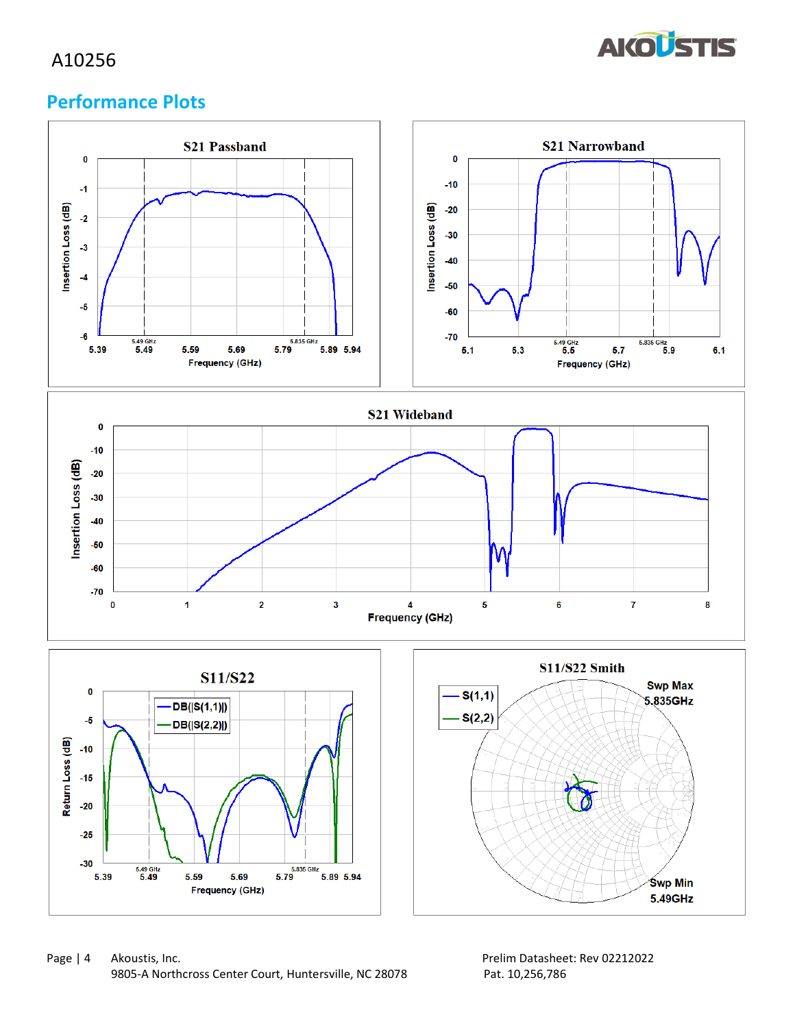## Performance Plots

**S21 Passband**

**S21 Narrowband**

**S21 Wideband**

**S11/S22**

**S11/S22 Smith**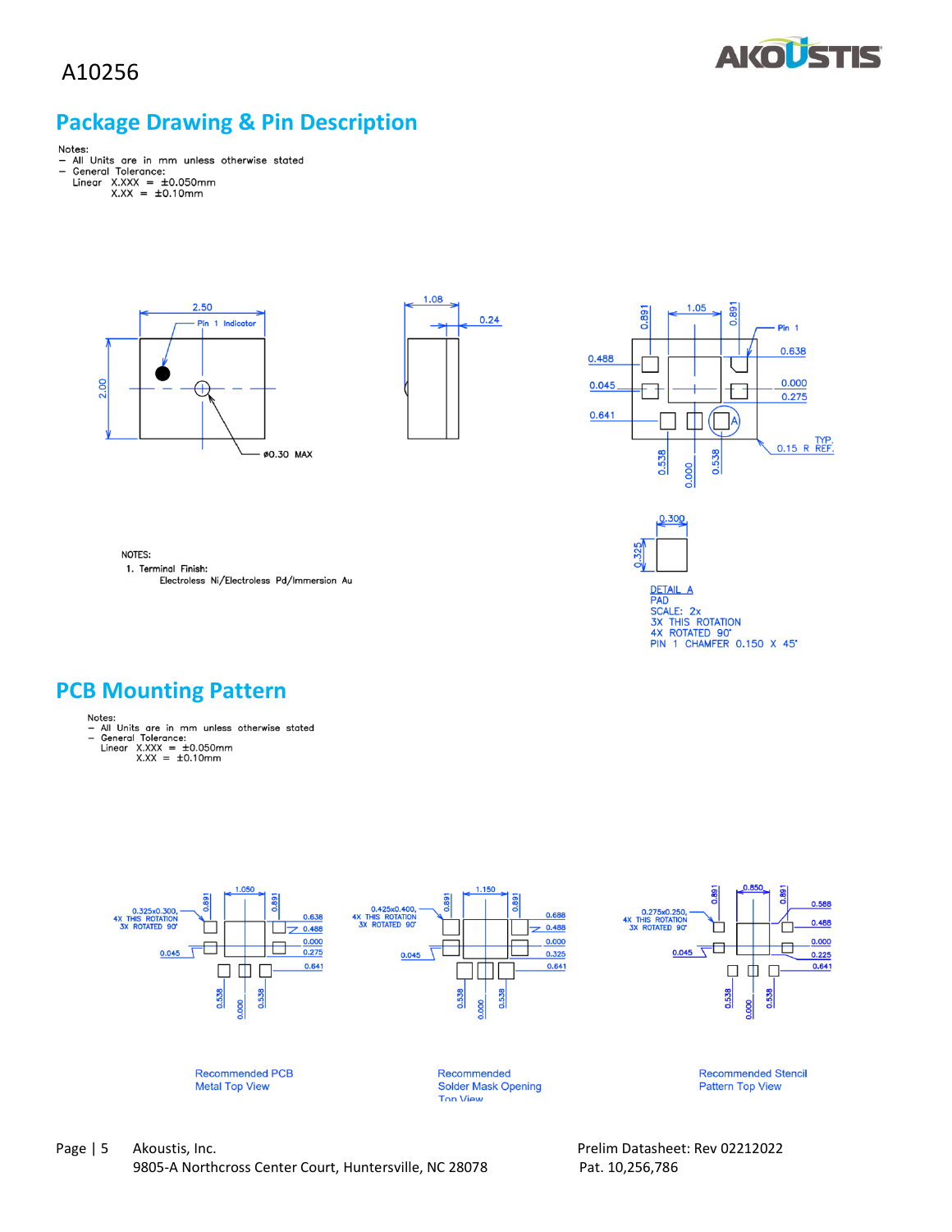A10256

## Package Drawing & Pin Description

Notes:
- All Units are in mm unless otherwise stated
- General Tolerance:
  Linear X.XXX = ±0.050mm
  X.XX = ±0.10mm

2.50
Pin 1 Indicator
2.00
ø0.30 MAX

1.08
0.24

1.05
0.891 0.891
Pin 1
0.488 0.638
0.045 0.000
0.275
0.641
A
0.15 R TYP. REF.
0.538 0.000 0.538

0.300
0.325

DETAIL A
PAD
SCALE: 2x
3X THIS ROTATION
4X ROTATED 90°
PIN 1 CHAMFER 0.150 X 45°

NOTES:
1. Terminal Finish:
   Electroless Ni/Electroless Pd/Immersion Au

## PCB Mounting Pattern

Notes:
- All Units are in mm unless otherwise stated
- General Tolerance:
  Linear X.XXX = ±0.050mm
  X.XX = ±0.10mm

1.050
0.891 0.891
0.325x0.300, 4X THIS ROTATION 3X ROTATED 90°
0.638
0.488
0.000
0.045
0.275
0.641
0.538 0.000 0.538

Recommended PCB Metal Top View

1.150
0.891 0.891
0.425x0.400, 4X THIS ROTATION 3X ROTATED 90°
0.688
0.488
0.000
0.045
0.325
0.641
0.538 0.000 0.538

Recommended Solder Mask Opening Top View

0.850
0.891 0.891
0.275x0.250, 4X THIS ROTATION 3X ROTATED 90°
0.588
0.488
0.000
0.045
0.225
0.641
0.538 0.000 0.538

Recommended Stencil Pattern Top View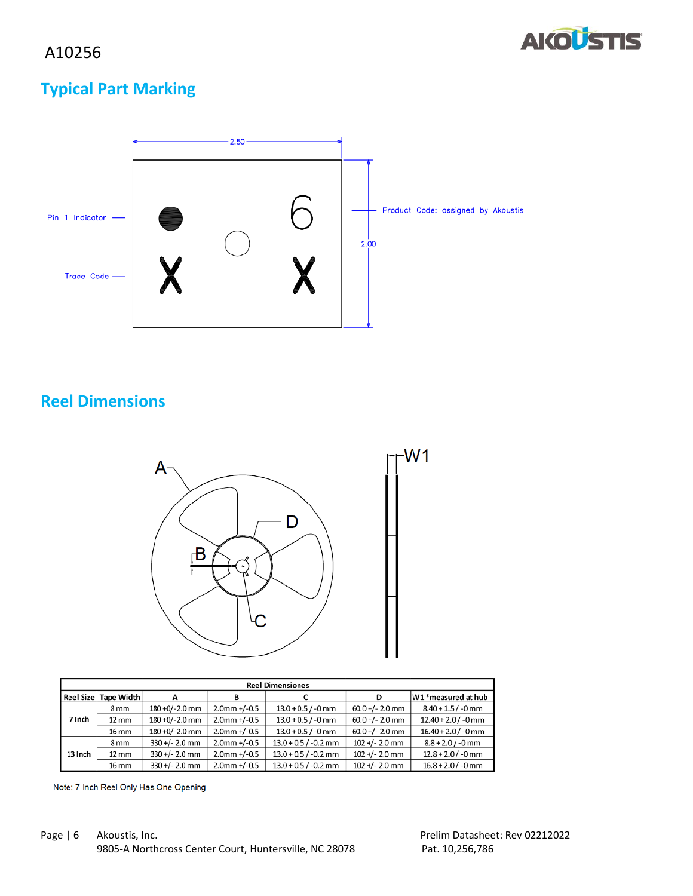A10256

## Typical Part Marking

2.50

2.00

Pin 1 Indicator

Trace Code

Product Code: assigned by Akoustis

## Reel Dimensions

| Reel Dimensiones | | | | | | |
|---|---|---|---|---|---|---|
| Reel Size | Tape Width | A | B | C | D | W1 *measured at hub |
| 7 Inch | 8 mm | 180 +0/-2.0 mm | 2.0mm +/-0.5 | 13.0 + 0.5 / -0 mm | 60.0 +/- 2.0 mm | 8.40 + 1.5 / -0 mm |
| | 12 mm | 180 +0/-2.0 mm | 2.0mm +/-0.5 | 13.0 + 0.5 / -0 mm | 60.0 +/- 2.0 mm | 12.40 + 2.0 / -0 mm |
| | 16 mm | 180 +0/-2.0 mm | 2.0mm +/-0.5 | 13.0 + 0.5 / -0 mm | 60.0 +/- 2.0 mm | 16.40 + 2.0 / -0 mm |
| 13 Inch | 8 mm | 330 +/- 2.0 mm | 2.0mm +/-0.5 | 13.0 + 0.5 / -0.2 mm | 102 +/- 2.0 mm | 8.8 + 2.0 / -0 mm |
| | 12 mm | 330 +/- 2.0 mm | 2.0mm +/-0.5 | 13.0 + 0.5 / -0.2 mm | 102 +/- 2.0 mm | 12.8 + 2.0 / -0 mm |
| | 16 mm | 330 +/- 2.0 mm | 2.0mm +/-0.5 | 13.0 + 0.5 / -0.2 mm | 102 +/- 2.0 mm | 16.8 + 2.0 / -0 mm |

Note: 7 Inch Reel Only Has One Opening

Akoustis, Inc.
9805-A Northcross Center Court, Huntersville, NC 28078

Prelim Datasheet: Rev 02212022
Pat. 10,256,786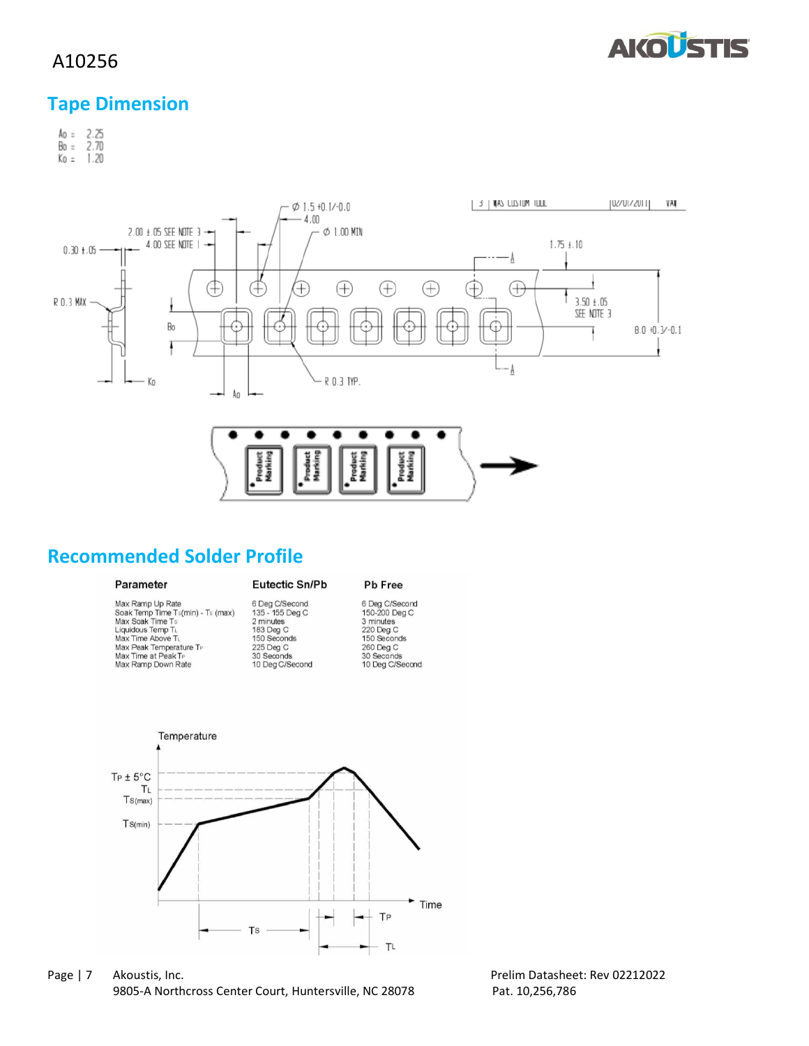## Tape Dimension

Ao = 2.25
Bo = 2.70
Ko = 1.20

## Recommended Solder Profile

| Parameter | Eutectic Sn/Pb | Pb Free |
|---|---|---|
| Max Ramp Up Rate | 6 Deg C/Second | 6 Deg C/Second |
| Soak Temp Time $T_S$(min) - $T_S$ (max) | 135 - 155 Deg C | 150-200 Deg C |
| Max Soak Time $T_S$ | 2 minutes | 3 minutes |
| Liquidous Temp $T_L$ | 183 Deg C | 220 Deg C |
| Max Time Above $T_L$ | 150 Seconds | 150 Seconds |
| Max Peak Temperature $T_P$ | 225 Deg C | 260 Deg C |
| Max Time at Peak $T_P$ | 30 Seconds | 30 Seconds |
| Max Ramp Down Rate | 10 Deg C/Second | 10 Deg C/Second |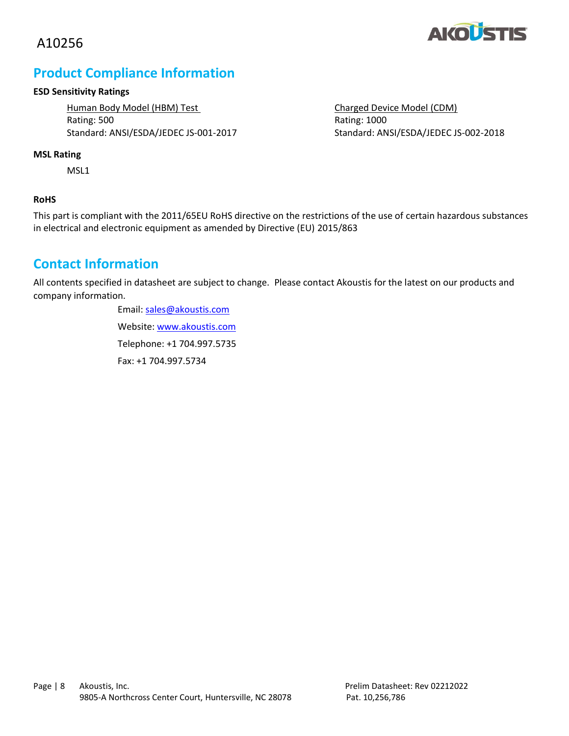## Product Compliance Information

**ESD Sensitivity Ratings**

Human Body Model (HBM) Test
Rating: 500
Standard: ANSI/ESDA/JEDEC JS-001-2017

Charged Device Model (CDM)
Rating: 1000
Standard: ANSI/ESDA/JEDEC JS-002-2018

**MSL Rating**

MSL1

**RoHS**

This part is compliant with the 2011/65EU RoHS directive on the restrictions of the use of certain hazardous substances in electrical and electronic equipment as amended by Directive (EU) 2015/863

## Contact Information

All contents specified in datasheet are subject to change. Please contact Akoustis for the latest on our products and company information.

Email: sales@akoustis.com

Website: www.akoustis.com

Telephone: +1 704.997.5735

Fax: +1 704.997.5734